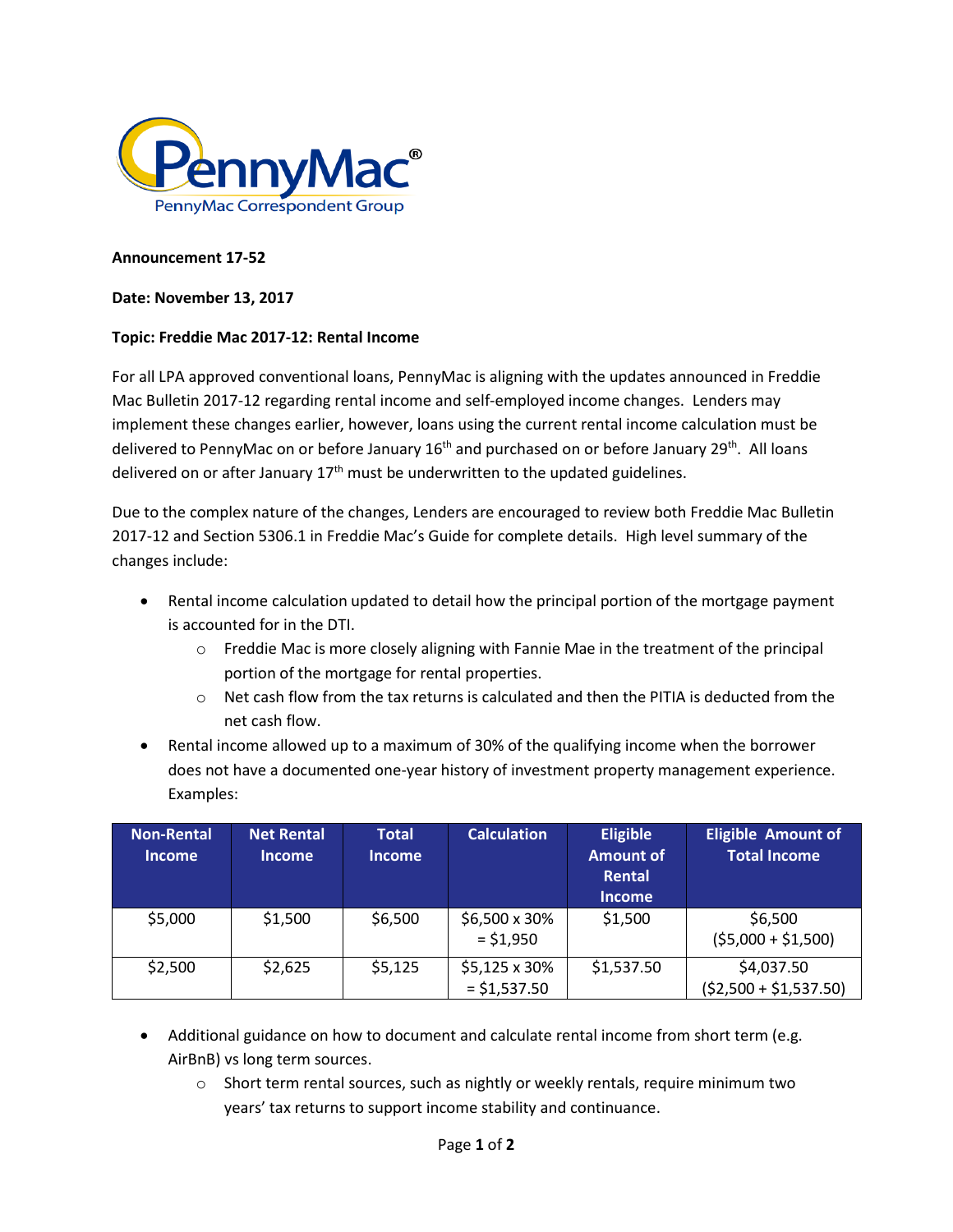PennyMac®

PennyMac Correspondent Group

**Announcement 17-52**

**Date: November 13, 2017**

**Topic: Freddie Mac 2017-12: Rental Income**

For all LPA approved conventional loans, PennyMac is aligning with the updates announced in Freddie Mac Bulletin 2017-12 regarding rental income and self-employed income changes. Lenders may implement these changes earlier, however, loans using the current rental income calculation must be delivered to PennyMac on or before January 16th and purchased on or before January 29th. All loans delivered on or after January 17th must be underwritten to the updated guidelines.

Due to the complex nature of the changes, Lenders are encouraged to review both Freddie Mac Bulletin 2017-12 and Section 5306.1 in Freddie Mac's Guide for complete details. High level summary of the changes include:

- Rental income calculation updated to detail how the principal portion of the mortgage payment is accounted for in the DTI.
  - Freddie Mac is more closely aligning with Fannie Mae in the treatment of the principal portion of the mortgage for rental properties.
  - Net cash flow from the tax returns is calculated and then the PITIA is deducted from the net cash flow.
- Rental income allowed up to a maximum of 30% of the qualifying income when the borrower does not have a documented one-year history of investment property management experience. Examples:

| Non-Rental Income | Net Rental Income | Total Income | Calculation | Eligible Amount of Rental Income | Eligible Amount of Total Income |
|---|---|---|---|---|---|
| $5,000 | $1,500 | $6,500 | $6,500 x 30% = $1,950 | $1,500 | $6,500 ($5,000 + $1,500) |
| $2,500 | $2,625 | $5,125 | $5,125 x 30% = $1,537.50 | $1,537.50 | $4,037.50 ($2,500 + $1,537.50) |

- Additional guidance on how to document and calculate rental income from short term (e.g. AirBnB) vs long term sources.
  - Short term rental sources, such as nightly or weekly rentals, require minimum two years' tax returns to support income stability and continuance.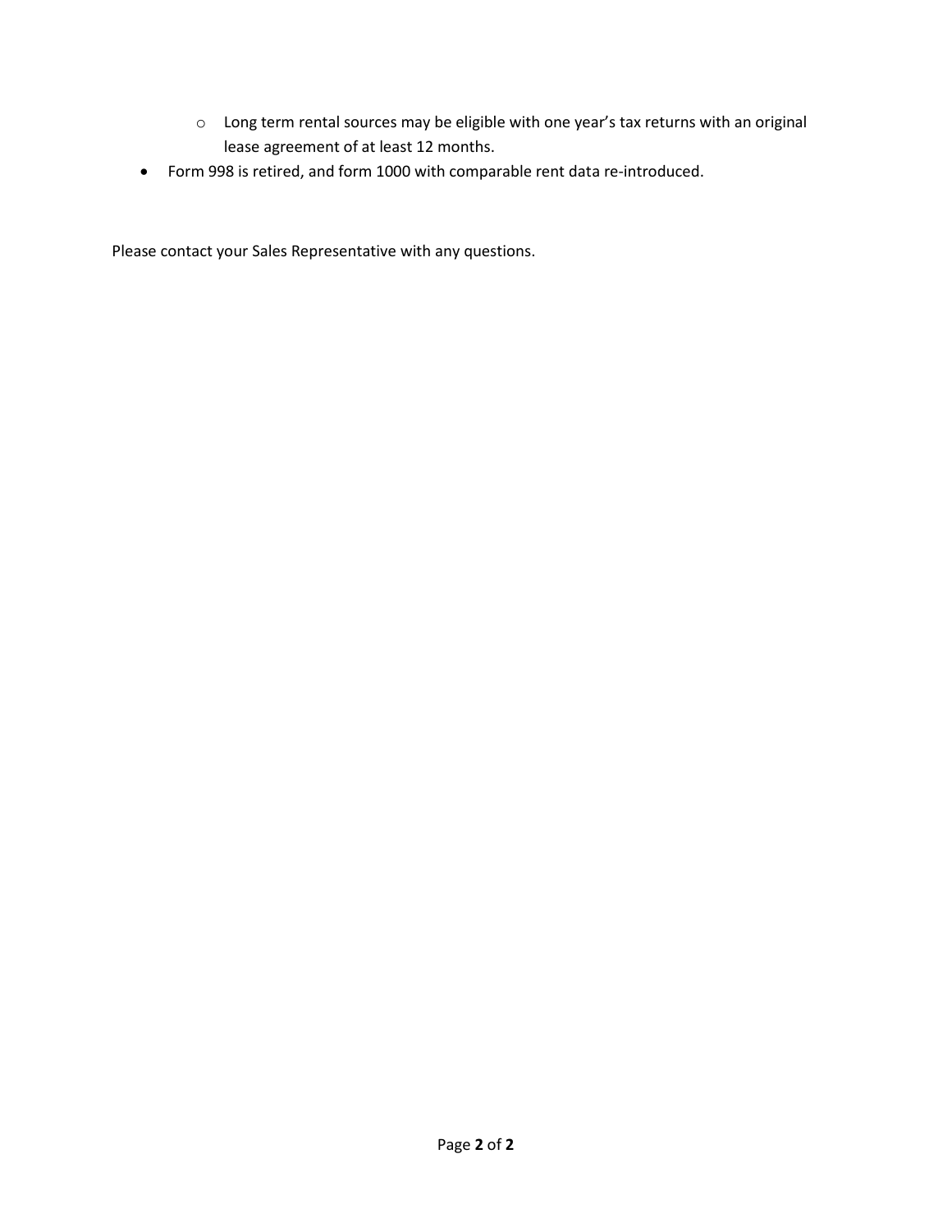- Long term rental sources may be eligible with one year's tax returns with an original lease agreement of at least 12 months.
- Form 998 is retired, and form 1000 with comparable rent data re-introduced.

Please contact your Sales Representative with any questions.